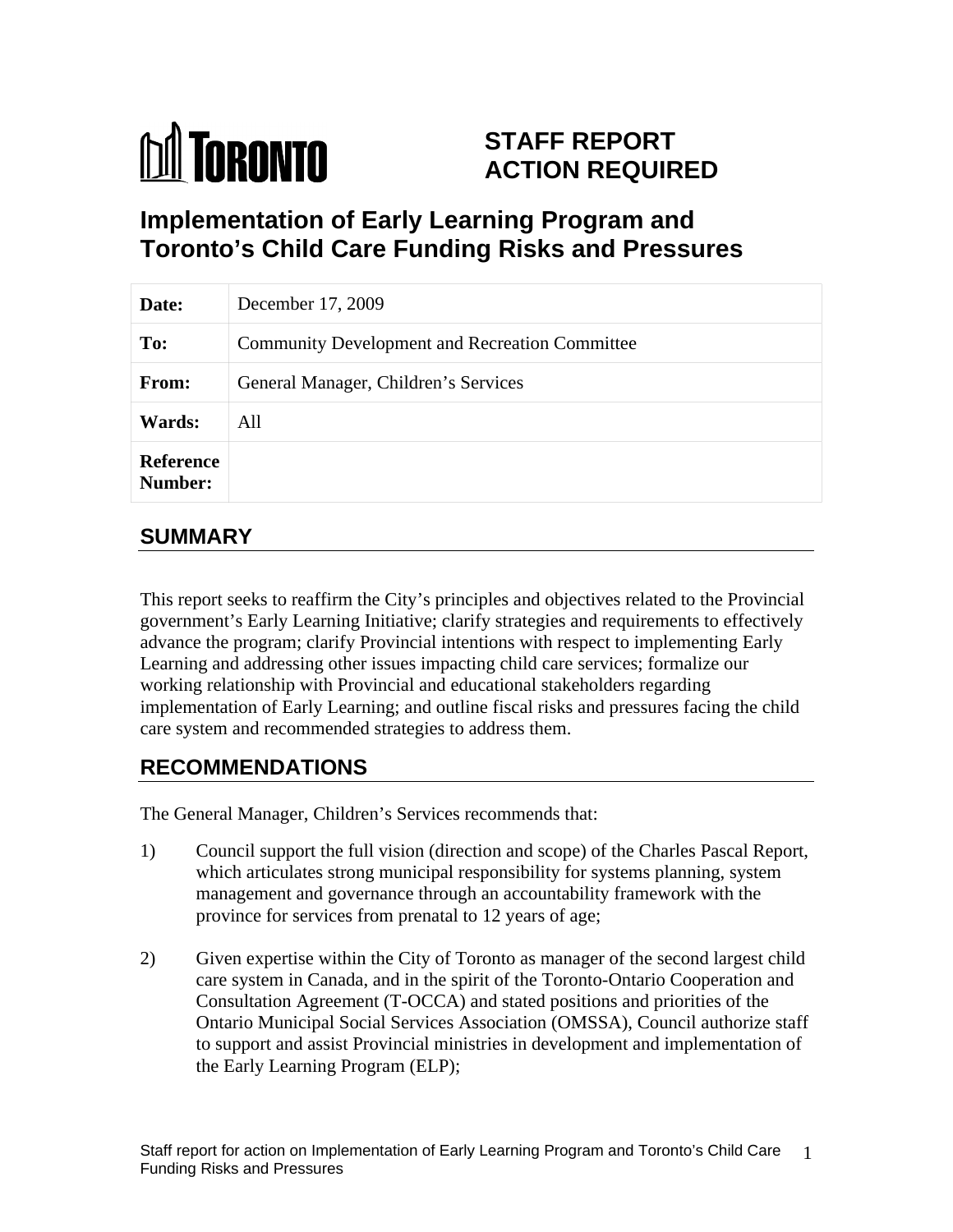TORONTO

# STAFF REPORT ACTION REQUIRED

## Implementation of Early Learning Program and Toronto's Child Care Funding Risks and Pressures

| | |
|---|---|
| **Date:** | December 17, 2009 |
| **To:** | Community Development and Recreation Committee |
| **From:** | General Manager, Children's Services |
| **Wards:** | All |
| **Reference Number:** | |

## SUMMARY

This report seeks to reaffirm the City's principles and objectives related to the Provincial government's Early Learning Initiative; clarify strategies and requirements to effectively advance the program; clarify Provincial intentions with respect to implementing Early Learning and addressing other issues impacting child care services; formalize our working relationship with Provincial and educational stakeholders regarding implementation of Early Learning; and outline fiscal risks and pressures facing the child care system and recommended strategies to address them.

## RECOMMENDATIONS

The General Manager, Children's Services recommends that:

1) Council support the full vision (direction and scope) of the Charles Pascal Report, which articulates strong municipal responsibility for systems planning, system management and governance through an accountability framework with the province for services from prenatal to 12 years of age;

2) Given expertise within the City of Toronto as manager of the second largest child care system in Canada, and in the spirit of the Toronto-Ontario Cooperation and Consultation Agreement (T-OCCA) and stated positions and priorities of the Ontario Municipal Social Services Association (OMSSA), Council authorize staff to support and assist Provincial ministries in development and implementation of the Early Learning Program (ELP);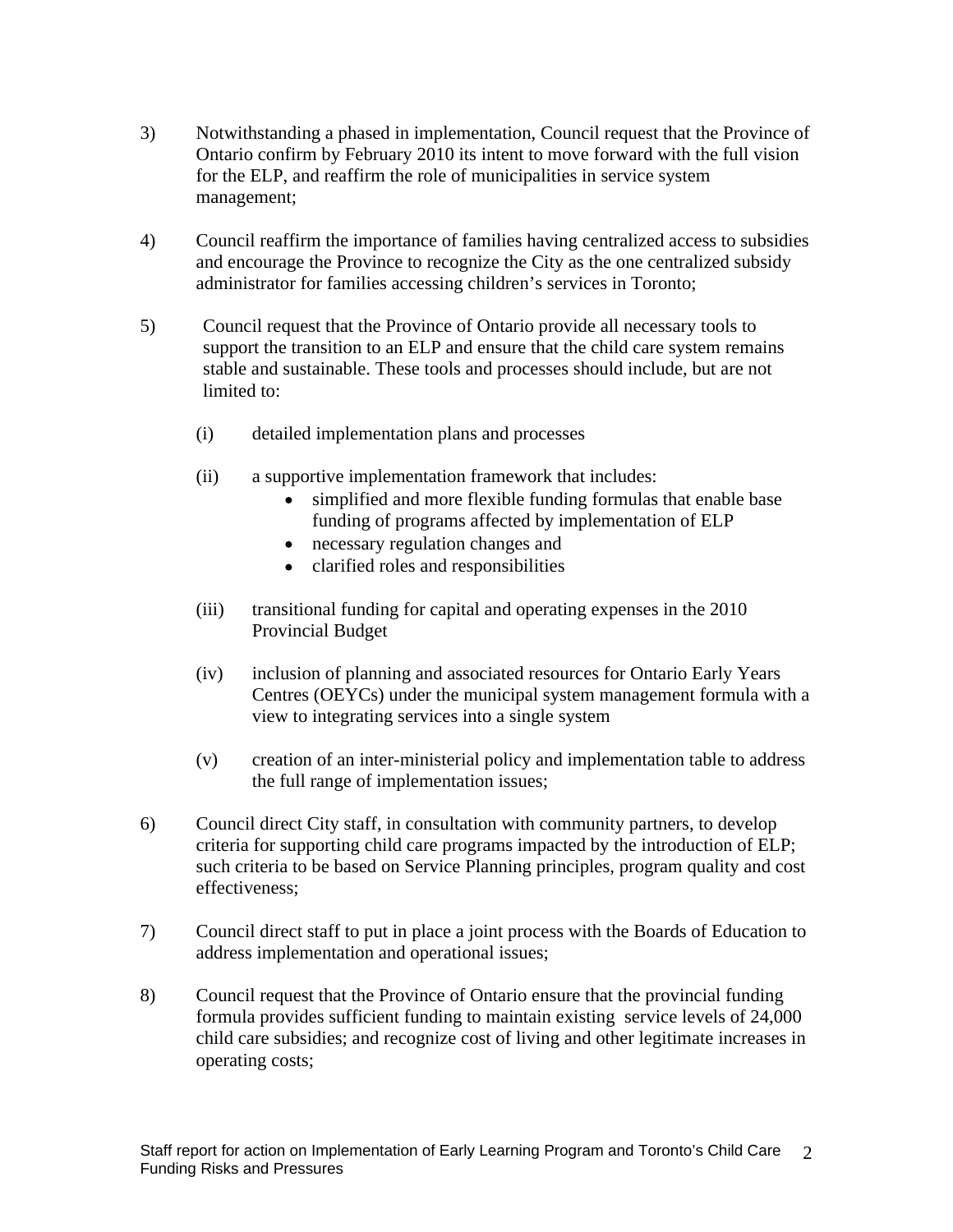3) Notwithstanding a phased in implementation, Council request that the Province of Ontario confirm by February 2010 its intent to move forward with the full vision for the ELP, and reaffirm the role of municipalities in service system management;

4) Council reaffirm the importance of families having centralized access to subsidies and encourage the Province to recognize the City as the one centralized subsidy administrator for families accessing children's services in Toronto;

5) Council request that the Province of Ontario provide all necessary tools to support the transition to an ELP and ensure that the child care system remains stable and sustainable. These tools and processes should include, but are not limited to:

   (i) detailed implementation plans and processes

   (ii) a supportive implementation framework that includes:
   - simplified and more flexible funding formulas that enable base funding of programs affected by implementation of ELP
   - necessary regulation changes and
   - clarified roles and responsibilities

   (iii) transitional funding for capital and operating expenses in the 2010 Provincial Budget

   (iv) inclusion of planning and associated resources for Ontario Early Years Centres (OEYCs) under the municipal system management formula with a view to integrating services into a single system

   (v) creation of an inter-ministerial policy and implementation table to address the full range of implementation issues;

6) Council direct City staff, in consultation with community partners, to develop criteria for supporting child care programs impacted by the introduction of ELP; such criteria to be based on Service Planning principles, program quality and cost effectiveness;

7) Council direct staff to put in place a joint process with the Boards of Education to address implementation and operational issues;

8) Council request that the Province of Ontario ensure that the provincial funding formula provides sufficient funding to maintain existing service levels of 24,000 child care subsidies; and recognize cost of living and other legitimate increases in operating costs;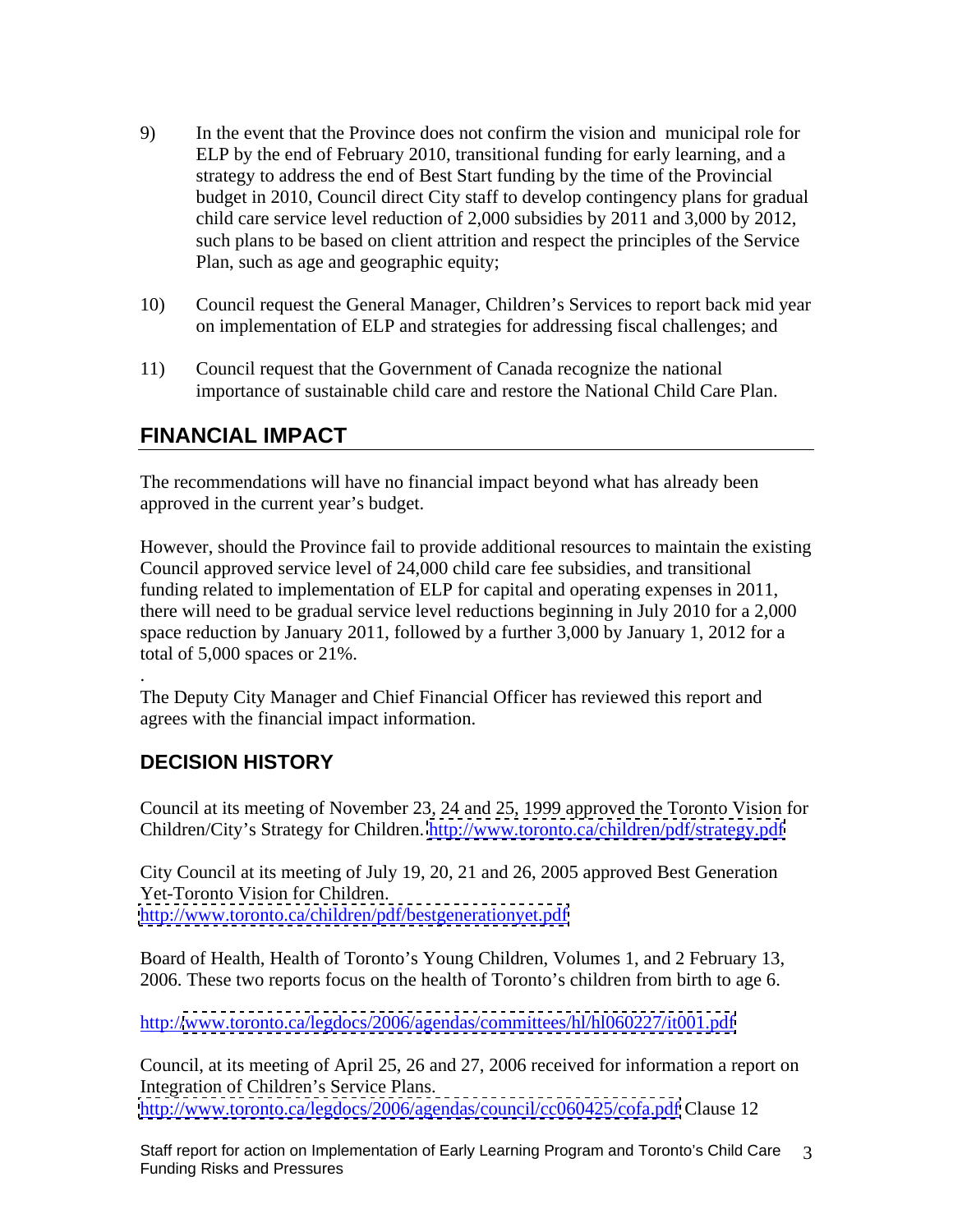9) In the event that the Province does not confirm the vision and municipal role for ELP by the end of February 2010, transitional funding for early learning, and a strategy to address the end of Best Start funding by the time of the Provincial budget in 2010, Council direct City staff to develop contingency plans for gradual child care service level reduction of 2,000 subsidies by 2011 and 3,000 by 2012, such plans to be based on client attrition and respect the principles of the Service Plan, such as age and geographic equity;

10) Council request the General Manager, Children's Services to report back mid year on implementation of ELP and strategies for addressing fiscal challenges; and

11) Council request that the Government of Canada recognize the national importance of sustainable child care and restore the National Child Care Plan.

## FINANCIAL IMPACT

The recommendations will have no financial impact beyond what has already been approved in the current year's budget.

However, should the Province fail to provide additional resources to maintain the existing Council approved service level of 24,000 child care fee subsidies, and transitional funding related to implementation of ELP for capital and operating expenses in 2011, there will need to be gradual service level reductions beginning in July 2010 for a 2,000 space reduction by January 2011, followed by a further 3,000 by January 1, 2012 for a total of 5,000 spaces or 21%.

.
The Deputy City Manager and Chief Financial Officer has reviewed this report and agrees with the financial impact information.

## DECISION HISTORY

Council at its meeting of November 23, 24 and 25, 1999 approved the Toronto Vision for Children/City's Strategy for Children. http://www.toronto.ca/children/pdf/strategy.pdf

City Council at its meeting of July 19, 20, 21 and 26, 2005 approved Best Generation Yet-Toronto Vision for Children.
http://www.toronto.ca/children/pdf/bestgenerationyet.pdf

Board of Health, Health of Toronto's Young Children, Volumes 1, and 2 February 13, 2006. These two reports focus on the health of Toronto's children from birth to age 6.

http://www.toronto.ca/legdocs/2006/agendas/committees/hl/hl060227/it001.pdf

Council, at its meeting of April 25, 26 and 27, 2006 received for information a report on Integration of Children's Service Plans.
http://www.toronto.ca/legdocs/2006/agendas/council/cc060425/cofa.pdf Clause 12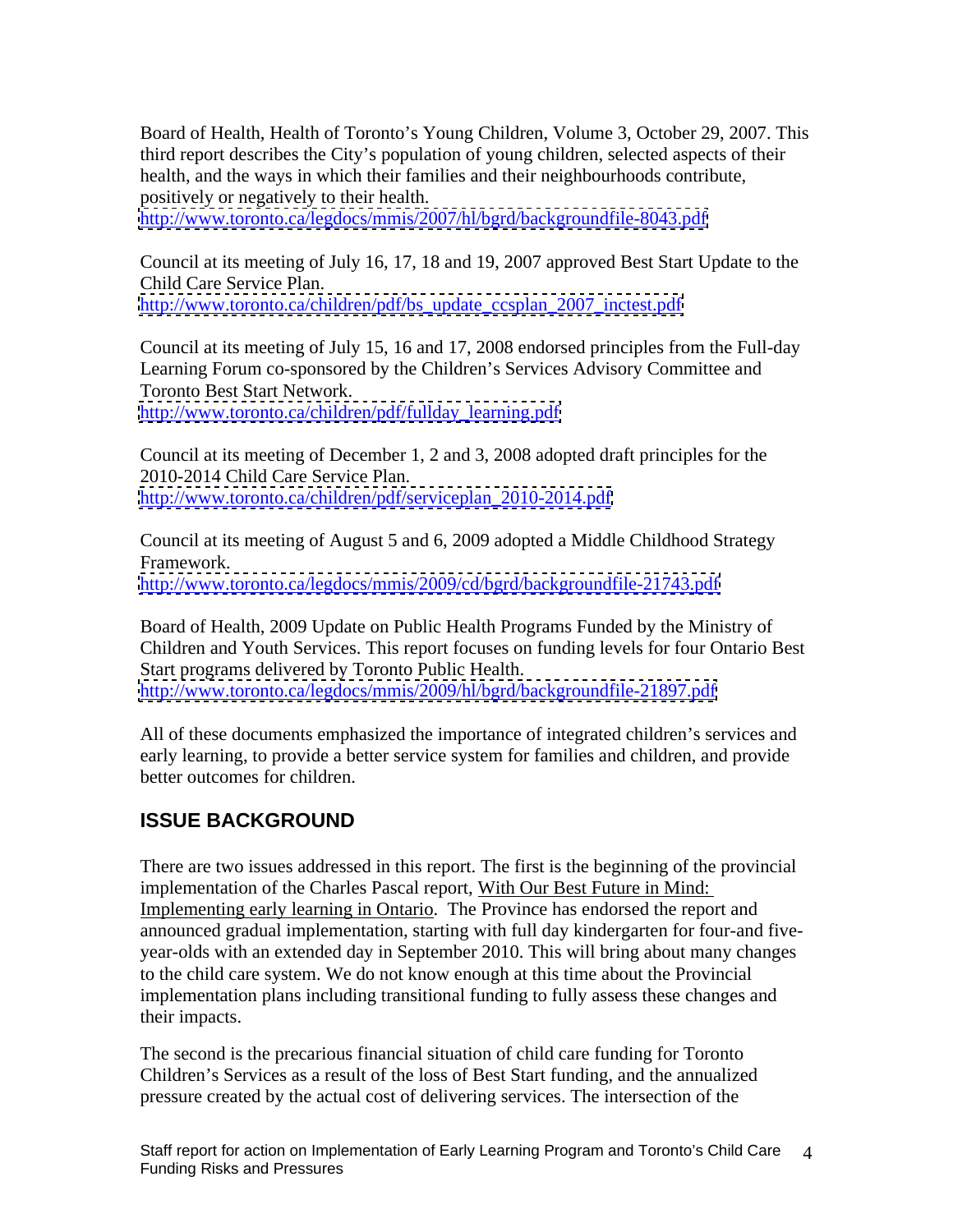Board of Health, Health of Toronto's Young Children, Volume 3, October 29, 2007. This third report describes the City's population of young children, selected aspects of their health, and the ways in which their families and their neighbourhoods contribute, positively or negatively to their health.
http://www.toronto.ca/legdocs/mmis/2007/hl/bgrd/backgroundfile-8043.pdf

Council at its meeting of July 16, 17, 18 and 19, 2007 approved Best Start Update to the Child Care Service Plan.
http://www.toronto.ca/children/pdf/bs_update_ccsplan_2007_inctest.pdf

Council at its meeting of July 15, 16 and 17, 2008 endorsed principles from the Full-day Learning Forum co-sponsored by the Children's Services Advisory Committee and Toronto Best Start Network.
http://www.toronto.ca/children/pdf/fullday_learning.pdf

Council at its meeting of December 1, 2 and 3, 2008 adopted draft principles for the 2010-2014 Child Care Service Plan.
http://www.toronto.ca/children/pdf/serviceplan_2010-2014.pdf

Council at its meeting of August 5 and 6, 2009 adopted a Middle Childhood Strategy Framework.
http://www.toronto.ca/legdocs/mmis/2009/cd/bgrd/backgroundfile-21743.pdf

Board of Health, 2009 Update on Public Health Programs Funded by the Ministry of Children and Youth Services. This report focuses on funding levels for four Ontario Best Start programs delivered by Toronto Public Health.
http://www.toronto.ca/legdocs/mmis/2009/hl/bgrd/backgroundfile-21897.pdf

All of these documents emphasized the importance of integrated children's services and early learning, to provide a better service system for families and children, and provide better outcomes for children.

## ISSUE BACKGROUND

There are two issues addressed in this report. The first is the beginning of the provincial implementation of the Charles Pascal report, With Our Best Future in Mind: Implementing early learning in Ontario. The Province has endorsed the report and announced gradual implementation, starting with full day kindergarten for four-and five-year-olds with an extended day in September 2010. This will bring about many changes to the child care system. We do not know enough at this time about the Provincial implementation plans including transitional funding to fully assess these changes and their impacts.

The second is the precarious financial situation of child care funding for Toronto Children's Services as a result of the loss of Best Start funding, and the annualized pressure created by the actual cost of delivering services. The intersection of the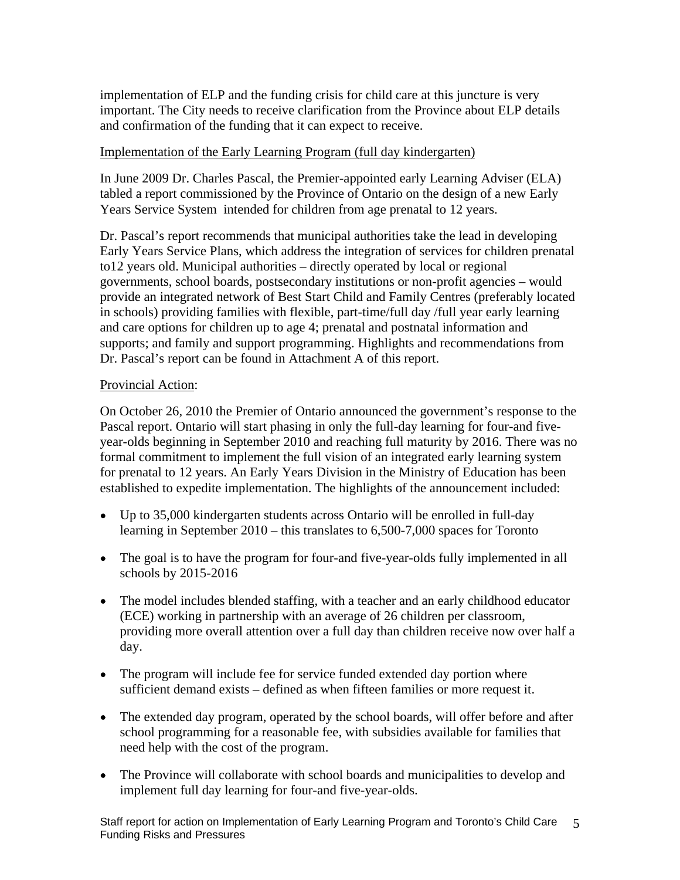implementation of ELP and the funding crisis for child care at this juncture is very important. The City needs to receive clarification from the Province about ELP details and confirmation of the funding that it can expect to receive.

Implementation of the Early Learning Program (full day kindergarten)

In June 2009 Dr. Charles Pascal, the Premier-appointed early Learning Adviser (ELA) tabled a report commissioned by the Province of Ontario on the design of a new Early Years Service System intended for children from age prenatal to 12 years.

Dr. Pascal's report recommends that municipal authorities take the lead in developing Early Years Service Plans, which address the integration of services for children prenatal to12 years old. Municipal authorities – directly operated by local or regional governments, school boards, postsecondary institutions or non-profit agencies – would provide an integrated network of Best Start Child and Family Centres (preferably located in schools) providing families with flexible, part-time/full day /full year early learning and care options for children up to age 4; prenatal and postnatal information and supports; and family and support programming. Highlights and recommendations from Dr. Pascal's report can be found in Attachment A of this report.

Provincial Action:

On October 26, 2010 the Premier of Ontario announced the government's response to the Pascal report. Ontario will start phasing in only the full-day learning for four-and five-year-olds beginning in September 2010 and reaching full maturity by 2016. There was no formal commitment to implement the full vision of an integrated early learning system for prenatal to 12 years. An Early Years Division in the Ministry of Education has been established to expedite implementation. The highlights of the announcement included:

- Up to 35,000 kindergarten students across Ontario will be enrolled in full-day learning in September 2010 – this translates to 6,500-7,000 spaces for Toronto
- The goal is to have the program for four-and five-year-olds fully implemented in all schools by 2015-2016
- The model includes blended staffing, with a teacher and an early childhood educator (ECE) working in partnership with an average of 26 children per classroom, providing more overall attention over a full day than children receive now over half a day.
- The program will include fee for service funded extended day portion where sufficient demand exists – defined as when fifteen families or more request it.
- The extended day program, operated by the school boards, will offer before and after school programming for a reasonable fee, with subsidies available for families that need help with the cost of the program.
- The Province will collaborate with school boards and municipalities to develop and implement full day learning for four-and five-year-olds.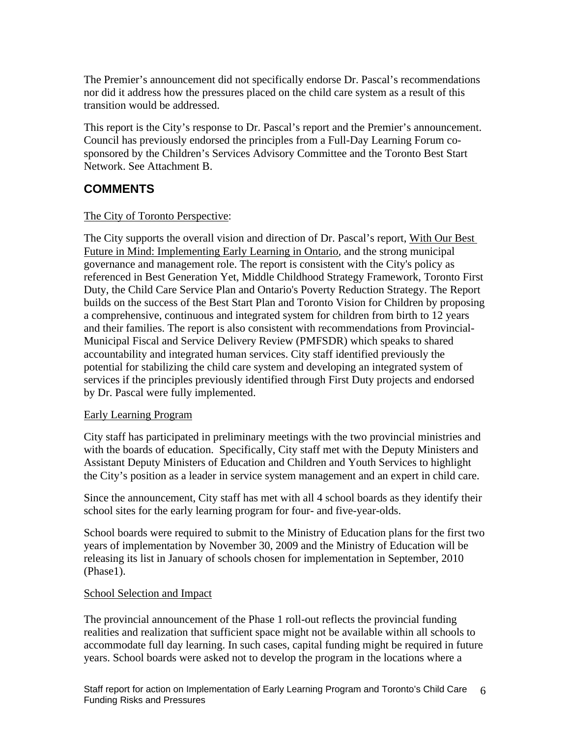The Premier's announcement did not specifically endorse Dr. Pascal's recommendations nor did it address how the pressures placed on the child care system as a result of this transition would be addressed.

This report is the City's response to Dr. Pascal's report and the Premier's announcement. Council has previously endorsed the principles from a Full-Day Learning Forum co-sponsored by the Children's Services Advisory Committee and the Toronto Best Start Network. See Attachment B.

## COMMENTS

The City of Toronto Perspective:

The City supports the overall vision and direction of Dr. Pascal's report, With Our Best Future in Mind: Implementing Early Learning in Ontario, and the strong municipal governance and management role. The report is consistent with the City's policy as referenced in Best Generation Yet, Middle Childhood Strategy Framework, Toronto First Duty, the Child Care Service Plan and Ontario's Poverty Reduction Strategy. The Report builds on the success of the Best Start Plan and Toronto Vision for Children by proposing a comprehensive, continuous and integrated system for children from birth to 12 years and their families. The report is also consistent with recommendations from Provincial-Municipal Fiscal and Service Delivery Review (PMFSDR) which speaks to shared accountability and integrated human services. City staff identified previously the potential for stabilizing the child care system and developing an integrated system of services if the principles previously identified through First Duty projects and endorsed by Dr. Pascal were fully implemented.

Early Learning Program

City staff has participated in preliminary meetings with the two provincial ministries and with the boards of education. Specifically, City staff met with the Deputy Ministers and Assistant Deputy Ministers of Education and Children and Youth Services to highlight the City's position as a leader in service system management and an expert in child care.

Since the announcement, City staff has met with all 4 school boards as they identify their school sites for the early learning program for four- and five-year-olds.

School boards were required to submit to the Ministry of Education plans for the first two years of implementation by November 30, 2009 and the Ministry of Education will be releasing its list in January of schools chosen for implementation in September, 2010 (Phase1).

School Selection and Impact

The provincial announcement of the Phase 1 roll-out reflects the provincial funding realities and realization that sufficient space might not be available within all schools to accommodate full day learning. In such cases, capital funding might be required in future years. School boards were asked not to develop the program in the locations where a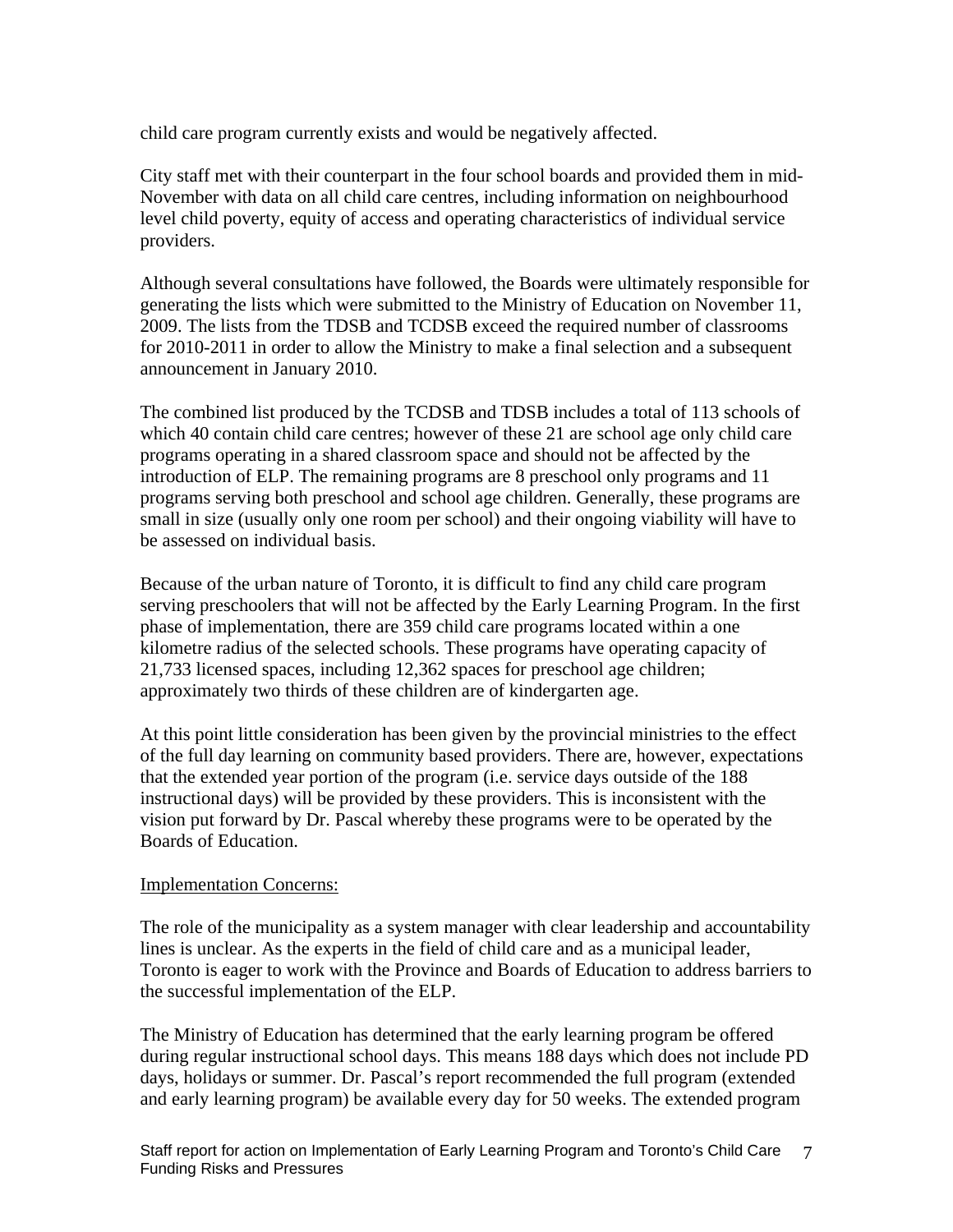child care program currently exists and would be negatively affected.

City staff met with their counterpart in the four school boards and provided them in mid-November with data on all child care centres, including information on neighbourhood level child poverty, equity of access and operating characteristics of individual service providers.

Although several consultations have followed, the Boards were ultimately responsible for generating the lists which were submitted to the Ministry of Education on November 11, 2009. The lists from the TDSB and TCDSB exceed the required number of classrooms for 2010-2011 in order to allow the Ministry to make a final selection and a subsequent announcement in January 2010.

The combined list produced by the TCDSB and TDSB includes a total of 113 schools of which 40 contain child care centres; however of these 21 are school age only child care programs operating in a shared classroom space and should not be affected by the introduction of ELP. The remaining programs are 8 preschool only programs and 11 programs serving both preschool and school age children. Generally, these programs are small in size (usually only one room per school) and their ongoing viability will have to be assessed on individual basis.

Because of the urban nature of Toronto, it is difficult to find any child care program serving preschoolers that will not be affected by the Early Learning Program. In the first phase of implementation, there are 359 child care programs located within a one kilometre radius of the selected schools. These programs have operating capacity of 21,733 licensed spaces, including 12,362 spaces for preschool age children; approximately two thirds of these children are of kindergarten age.

At this point little consideration has been given by the provincial ministries to the effect of the full day learning on community based providers. There are, however, expectations that the extended year portion of the program (i.e. service days outside of the 188 instructional days) will be provided by these providers. This is inconsistent with the vision put forward by Dr. Pascal whereby these programs were to be operated by the Boards of Education.

Implementation Concerns:

The role of the municipality as a system manager with clear leadership and accountability lines is unclear. As the experts in the field of child care and as a municipal leader, Toronto is eager to work with the Province and Boards of Education to address barriers to the successful implementation of the ELP.

The Ministry of Education has determined that the early learning program be offered during regular instructional school days. This means 188 days which does not include PD days, holidays or summer. Dr. Pascal's report recommended the full program (extended and early learning program) be available every day for 50 weeks. The extended program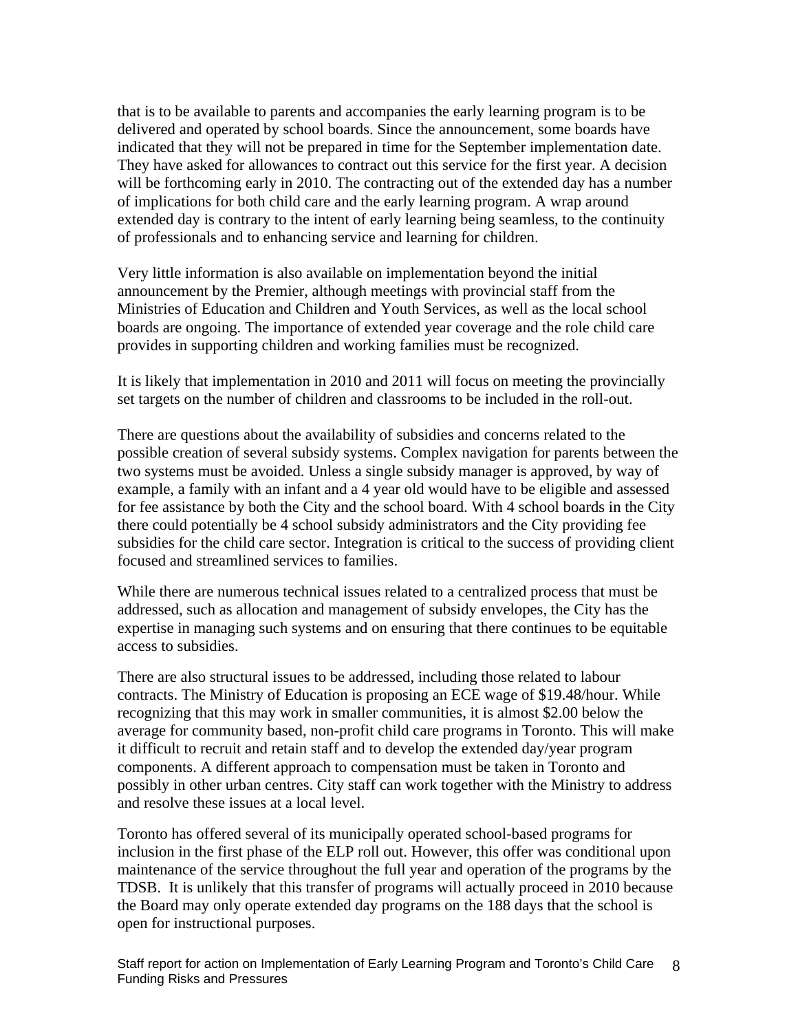that is to be available to parents and accompanies the early learning program is to be delivered and operated by school boards. Since the announcement, some boards have indicated that they will not be prepared in time for the September implementation date. They have asked for allowances to contract out this service for the first year. A decision will be forthcoming early in 2010. The contracting out of the extended day has a number of implications for both child care and the early learning program. A wrap around extended day is contrary to the intent of early learning being seamless, to the continuity of professionals and to enhancing service and learning for children.

Very little information is also available on implementation beyond the initial announcement by the Premier, although meetings with provincial staff from the Ministries of Education and Children and Youth Services, as well as the local school boards are ongoing. The importance of extended year coverage and the role child care provides in supporting children and working families must be recognized.

It is likely that implementation in 2010 and 2011 will focus on meeting the provincially set targets on the number of children and classrooms to be included in the roll-out.

There are questions about the availability of subsidies and concerns related to the possible creation of several subsidy systems. Complex navigation for parents between the two systems must be avoided. Unless a single subsidy manager is approved, by way of example, a family with an infant and a 4 year old would have to be eligible and assessed for fee assistance by both the City and the school board. With 4 school boards in the City there could potentially be 4 school subsidy administrators and the City providing fee subsidies for the child care sector. Integration is critical to the success of providing client focused and streamlined services to families.

While there are numerous technical issues related to a centralized process that must be addressed, such as allocation and management of subsidy envelopes, the City has the expertise in managing such systems and on ensuring that there continues to be equitable access to subsidies.

There are also structural issues to be addressed, including those related to labour contracts. The Ministry of Education is proposing an ECE wage of $19.48/hour. While recognizing that this may work in smaller communities, it is almost $2.00 below the average for community based, non-profit child care programs in Toronto. This will make it difficult to recruit and retain staff and to develop the extended day/year program components. A different approach to compensation must be taken in Toronto and possibly in other urban centres. City staff can work together with the Ministry to address and resolve these issues at a local level.

Toronto has offered several of its municipally operated school-based programs for inclusion in the first phase of the ELP roll out. However, this offer was conditional upon maintenance of the service throughout the full year and operation of the programs by the TDSB. It is unlikely that this transfer of programs will actually proceed in 2010 because the Board may only operate extended day programs on the 188 days that the school is open for instructional purposes.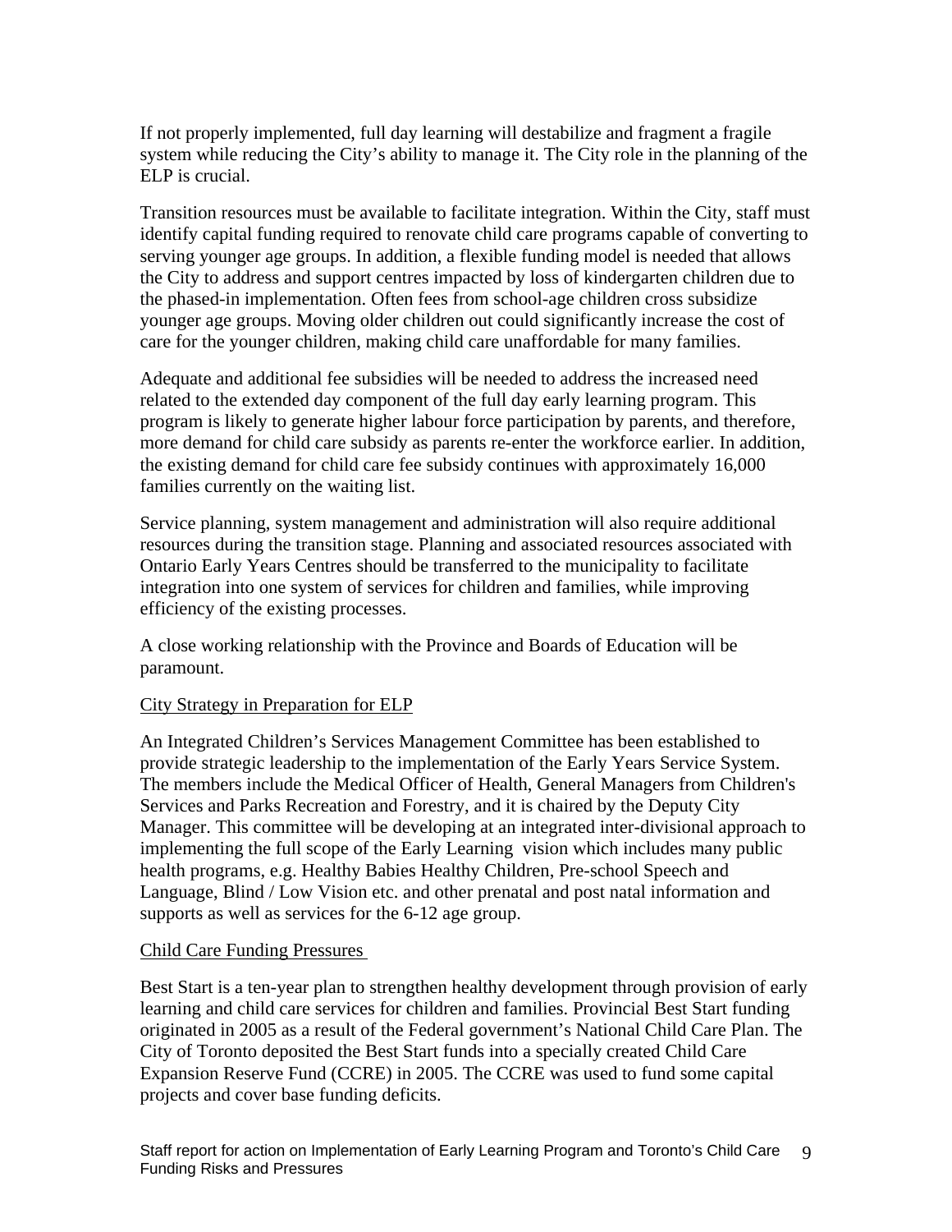If not properly implemented, full day learning will destabilize and fragment a fragile system while reducing the City's ability to manage it. The City role in the planning of the ELP is crucial.

Transition resources must be available to facilitate integration. Within the City, staff must identify capital funding required to renovate child care programs capable of converting to serving younger age groups. In addition, a flexible funding model is needed that allows the City to address and support centres impacted by loss of kindergarten children due to the phased-in implementation. Often fees from school-age children cross subsidize younger age groups. Moving older children out could significantly increase the cost of care for the younger children, making child care unaffordable for many families.

Adequate and additional fee subsidies will be needed to address the increased need related to the extended day component of the full day early learning program. This program is likely to generate higher labour force participation by parents, and therefore, more demand for child care subsidy as parents re-enter the workforce earlier. In addition, the existing demand for child care fee subsidy continues with approximately 16,000 families currently on the waiting list.

Service planning, system management and administration will also require additional resources during the transition stage. Planning and associated resources associated with Ontario Early Years Centres should be transferred to the municipality to facilitate integration into one system of services for children and families, while improving efficiency of the existing processes.

A close working relationship with the Province and Boards of Education will be paramount.

City Strategy in Preparation for ELP

An Integrated Children's Services Management Committee has been established to provide strategic leadership to the implementation of the Early Years Service System. The members include the Medical Officer of Health, General Managers from Children's Services and Parks Recreation and Forestry, and it is chaired by the Deputy City Manager. This committee will be developing at an integrated inter-divisional approach to implementing the full scope of the Early Learning vision which includes many public health programs, e.g. Healthy Babies Healthy Children, Pre-school Speech and Language, Blind / Low Vision etc. and other prenatal and post natal information and supports as well as services for the 6-12 age group.

Child Care Funding Pressures

Best Start is a ten-year plan to strengthen healthy development through provision of early learning and child care services for children and families. Provincial Best Start funding originated in 2005 as a result of the Federal government's National Child Care Plan. The City of Toronto deposited the Best Start funds into a specially created Child Care Expansion Reserve Fund (CCRE) in 2005. The CCRE was used to fund some capital projects and cover base funding deficits.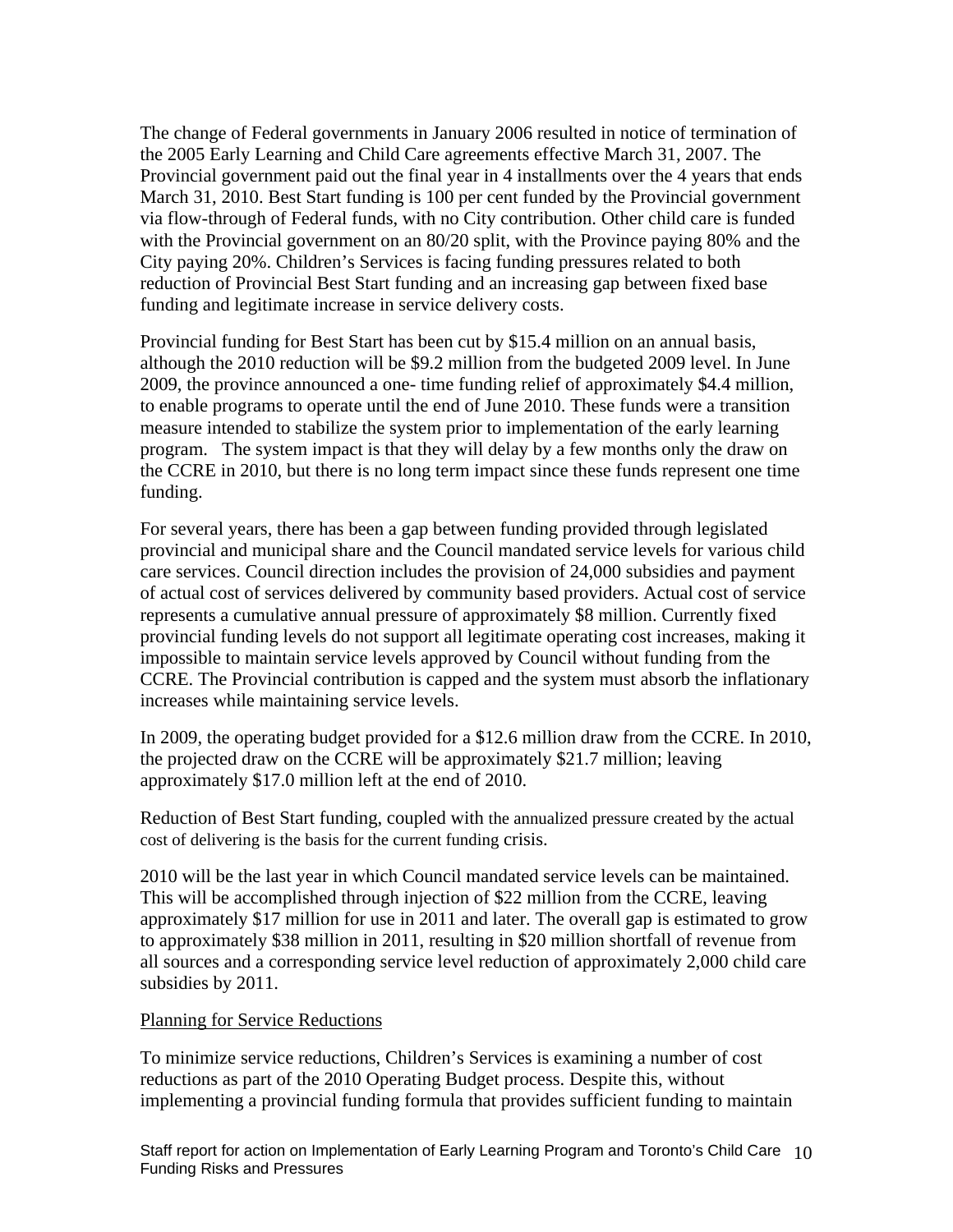The change of Federal governments in January 2006 resulted in notice of termination of the 2005 Early Learning and Child Care agreements effective March 31, 2007. The Provincial government paid out the final year in 4 installments over the 4 years that ends March 31, 2010. Best Start funding is 100 per cent funded by the Provincial government via flow-through of Federal funds, with no City contribution. Other child care is funded with the Provincial government on an 80/20 split, with the Province paying 80% and the City paying 20%. Children's Services is facing funding pressures related to both reduction of Provincial Best Start funding and an increasing gap between fixed base funding and legitimate increase in service delivery costs.

Provincial funding for Best Start has been cut by $15.4 million on an annual basis, although the 2010 reduction will be $9.2 million from the budgeted 2009 level. In June 2009, the province announced a one- time funding relief of approximately $4.4 million, to enable programs to operate until the end of June 2010. These funds were a transition measure intended to stabilize the system prior to implementation of the early learning program. The system impact is that they will delay by a few months only the draw on the CCRE in 2010, but there is no long term impact since these funds represent one time funding.

For several years, there has been a gap between funding provided through legislated provincial and municipal share and the Council mandated service levels for various child care services. Council direction includes the provision of 24,000 subsidies and payment of actual cost of services delivered by community based providers. Actual cost of service represents a cumulative annual pressure of approximately $8 million. Currently fixed provincial funding levels do not support all legitimate operating cost increases, making it impossible to maintain service levels approved by Council without funding from the CCRE. The Provincial contribution is capped and the system must absorb the inflationary increases while maintaining service levels.

In 2009, the operating budget provided for a $12.6 million draw from the CCRE. In 2010, the projected draw on the CCRE will be approximately $21.7 million; leaving approximately $17.0 million left at the end of 2010.

Reduction of Best Start funding, coupled with the annualized pressure created by the actual cost of delivering is the basis for the current funding crisis.

2010 will be the last year in which Council mandated service levels can be maintained. This will be accomplished through injection of $22 million from the CCRE, leaving approximately $17 million for use in 2011 and later. The overall gap is estimated to grow to approximately $38 million in 2011, resulting in $20 million shortfall of revenue from all sources and a corresponding service level reduction of approximately 2,000 child care subsidies by 2011.

Planning for Service Reductions

To minimize service reductions, Children's Services is examining a number of cost reductions as part of the 2010 Operating Budget process. Despite this, without implementing a provincial funding formula that provides sufficient funding to maintain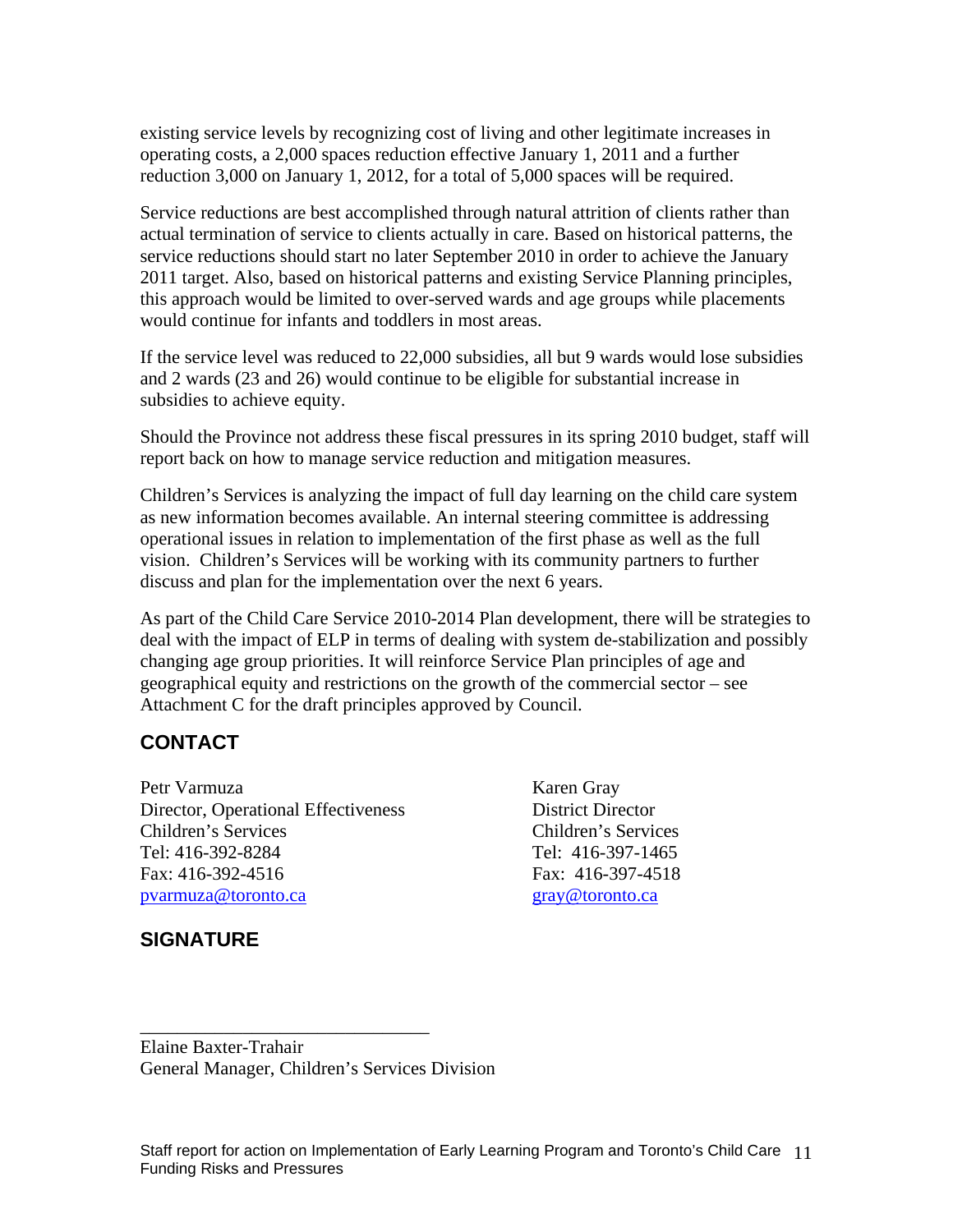existing service levels by recognizing cost of living and other legitimate increases in operating costs, a 2,000 spaces reduction effective January 1, 2011 and a further reduction 3,000 on January 1, 2012, for a total of 5,000 spaces will be required.

Service reductions are best accomplished through natural attrition of clients rather than actual termination of service to clients actually in care. Based on historical patterns, the service reductions should start no later September 2010 in order to achieve the January 2011 target. Also, based on historical patterns and existing Service Planning principles, this approach would be limited to over-served wards and age groups while placements would continue for infants and toddlers in most areas.

If the service level was reduced to 22,000 subsidies, all but 9 wards would lose subsidies and 2 wards (23 and 26) would continue to be eligible for substantial increase in subsidies to achieve equity.

Should the Province not address these fiscal pressures in its spring 2010 budget, staff will report back on how to manage service reduction and mitigation measures.

Children's Services is analyzing the impact of full day learning on the child care system as new information becomes available. An internal steering committee is addressing operational issues in relation to implementation of the first phase as well as the full vision. Children's Services will be working with its community partners to further discuss and plan for the implementation over the next 6 years.

As part of the Child Care Service 2010-2014 Plan development, there will be strategies to deal with the impact of ELP in terms of dealing with system de-stabilization and possibly changing age group priorities. It will reinforce Service Plan principles of age and geographical equity and restrictions on the growth of the commercial sector – see Attachment C for the draft principles approved by Council.

## CONTACT

Petr Varmuza
Director, Operational Effectiveness
Children's Services
Tel: 416-392-8284
Fax: 416-392-4516
pvarmuza@toronto.ca

Karen Gray
District Director
Children's Services
Tel: 416-397-1465
Fax: 416-397-4518
gray@toronto.ca

## SIGNATURE

_______________________________

Elaine Baxter-Trahair
General Manager, Children's Services Division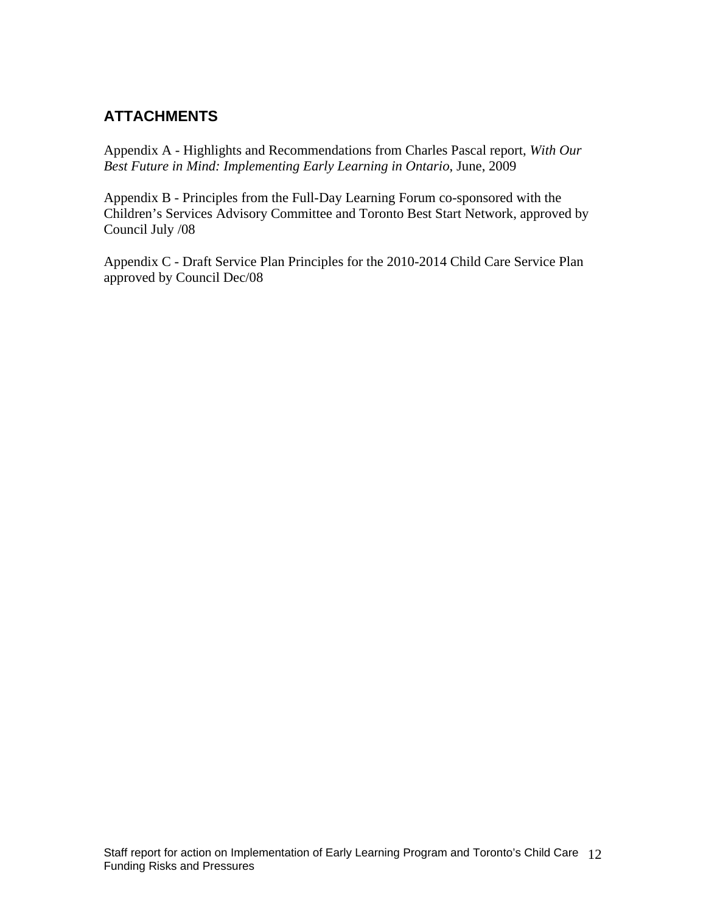## ATTACHMENTS

Appendix A - Highlights and Recommendations from Charles Pascal report, *With Our Best Future in Mind: Implementing Early Learning in Ontario*, June, 2009

Appendix B - Principles from the Full-Day Learning Forum co-sponsored with the Children's Services Advisory Committee and Toronto Best Start Network, approved by Council July /08

Appendix C - Draft Service Plan Principles for the 2010-2014 Child Care Service Plan approved by Council Dec/08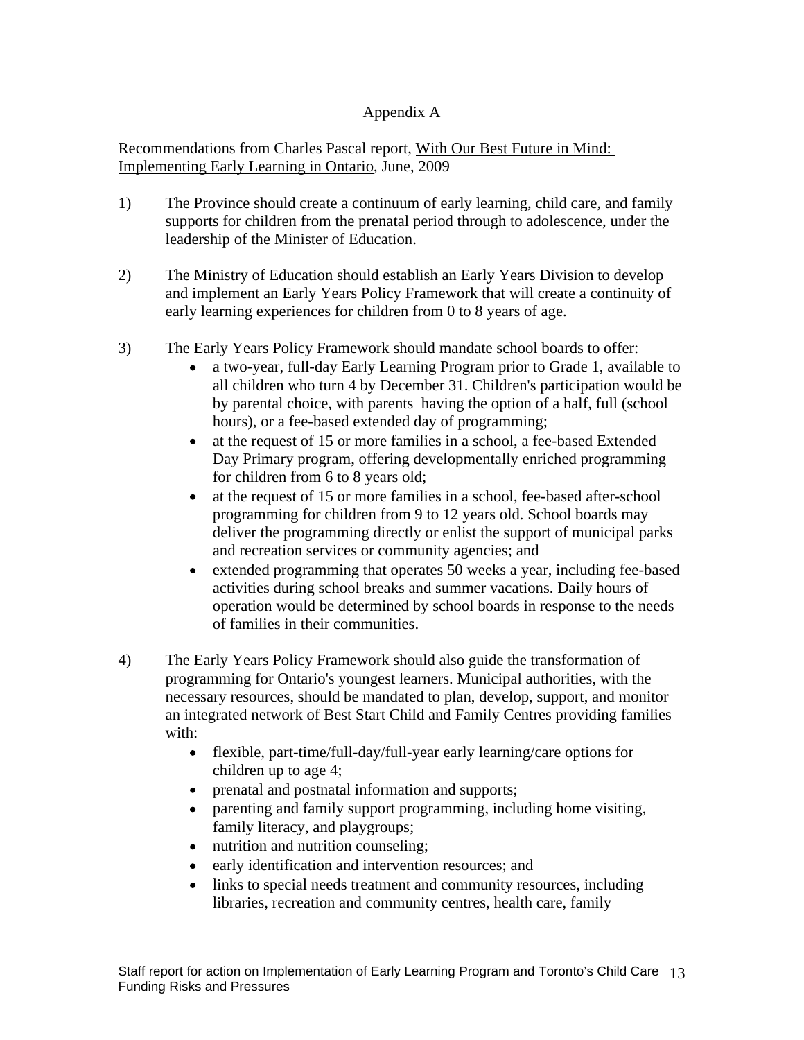Appendix A

Recommendations from Charles Pascal report, With Our Best Future in Mind: Implementing Early Learning in Ontario, June, 2009

1) The Province should create a continuum of early learning, child care, and family supports for children from the prenatal period through to adolescence, under the leadership of the Minister of Education.

2) The Ministry of Education should establish an Early Years Division to develop and implement an Early Years Policy Framework that will create a continuity of early learning experiences for children from 0 to 8 years of age.

3) The Early Years Policy Framework should mandate school boards to offer:
   - a two-year, full-day Early Learning Program prior to Grade 1, available to all children who turn 4 by December 31. Children's participation would be by parental choice, with parents having the option of a half, full (school hours), or a fee-based extended day of programming;
   - at the request of 15 or more families in a school, a fee-based Extended Day Primary program, offering developmentally enriched programming for children from 6 to 8 years old;
   - at the request of 15 or more families in a school, fee-based after-school programming for children from 9 to 12 years old. School boards may deliver the programming directly or enlist the support of municipal parks and recreation services or community agencies; and
   - extended programming that operates 50 weeks a year, including fee-based activities during school breaks and summer vacations. Daily hours of operation would be determined by school boards in response to the needs of families in their communities.

4) The Early Years Policy Framework should also guide the transformation of programming for Ontario's youngest learners. Municipal authorities, with the necessary resources, should be mandated to plan, develop, support, and monitor an integrated network of Best Start Child and Family Centres providing families with:
   - flexible, part-time/full-day/full-year early learning/care options for children up to age 4;
   - prenatal and postnatal information and supports;
   - parenting and family support programming, including home visiting, family literacy, and playgroups;
   - nutrition and nutrition counseling;
   - early identification and intervention resources; and
   - links to special needs treatment and community resources, including libraries, recreation and community centres, health care, family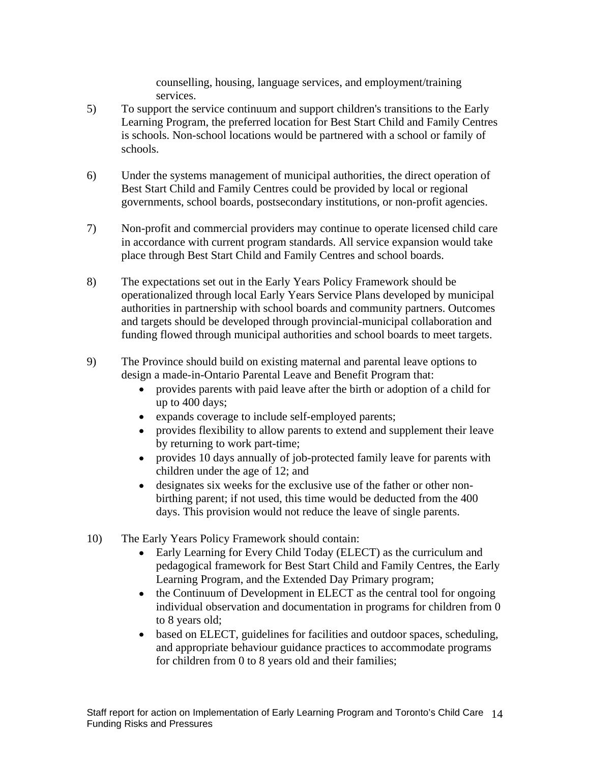counselling, housing, language services, and employment/training services.

5) To support the service continuum and support children's transitions to the Early Learning Program, the preferred location for Best Start Child and Family Centres is schools. Non-school locations would be partnered with a school or family of schools.

6) Under the systems management of municipal authorities, the direct operation of Best Start Child and Family Centres could be provided by local or regional governments, school boards, postsecondary institutions, or non-profit agencies.

7) Non-profit and commercial providers may continue to operate licensed child care in accordance with current program standards. All service expansion would take place through Best Start Child and Family Centres and school boards.

8) The expectations set out in the Early Years Policy Framework should be operationalized through local Early Years Service Plans developed by municipal authorities in partnership with school boards and community partners. Outcomes and targets should be developed through provincial-municipal collaboration and funding flowed through municipal authorities and school boards to meet targets.

9) The Province should build on existing maternal and parental leave options to design a made-in-Ontario Parental Leave and Benefit Program that:
   - provides parents with paid leave after the birth or adoption of a child for up to 400 days;
   - expands coverage to include self-employed parents;
   - provides flexibility to allow parents to extend and supplement their leave by returning to work part-time;
   - provides 10 days annually of job-protected family leave for parents with children under the age of 12; and
   - designates six weeks for the exclusive use of the father or other non-birthing parent; if not used, this time would be deducted from the 400 days. This provision would not reduce the leave of single parents.

10) The Early Years Policy Framework should contain:
   - Early Learning for Every Child Today (ELECT) as the curriculum and pedagogical framework for Best Start Child and Family Centres, the Early Learning Program, and the Extended Day Primary program;
   - the Continuum of Development in ELECT as the central tool for ongoing individual observation and documentation in programs for children from 0 to 8 years old;
   - based on ELECT, guidelines for facilities and outdoor spaces, scheduling, and appropriate behaviour guidance practices to accommodate programs for children from 0 to 8 years old and their families;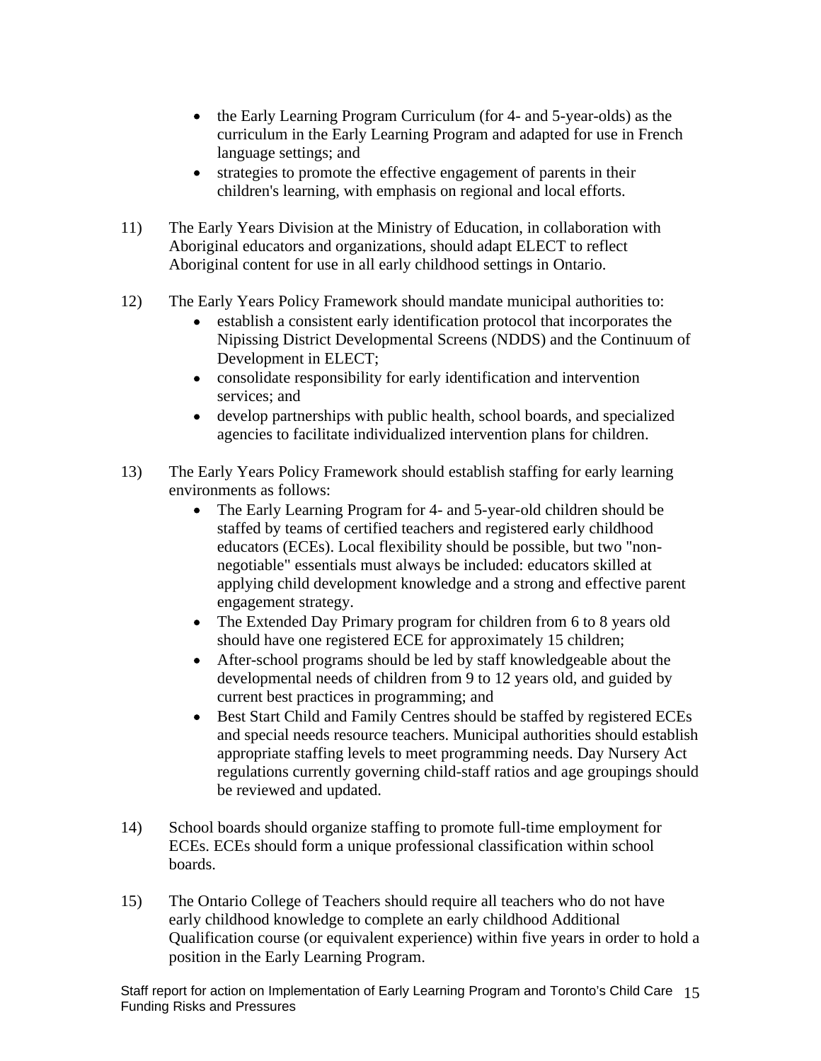- the Early Learning Program Curriculum (for 4- and 5-year-olds) as the curriculum in the Early Learning Program and adapted for use in French language settings; and
- strategies to promote the effective engagement of parents in their children's learning, with emphasis on regional and local efforts.

11) The Early Years Division at the Ministry of Education, in collaboration with Aboriginal educators and organizations, should adapt ELECT to reflect Aboriginal content for use in all early childhood settings in Ontario.

12) The Early Years Policy Framework should mandate municipal authorities to:
    - establish a consistent early identification protocol that incorporates the Nipissing District Developmental Screens (NDDS) and the Continuum of Development in ELECT;
    - consolidate responsibility for early identification and intervention services; and
    - develop partnerships with public health, school boards, and specialized agencies to facilitate individualized intervention plans for children.

13) The Early Years Policy Framework should establish staffing for early learning environments as follows:
    - The Early Learning Program for 4- and 5-year-old children should be staffed by teams of certified teachers and registered early childhood educators (ECEs). Local flexibility should be possible, but two "non-negotiable" essentials must always be included: educators skilled at applying child development knowledge and a strong and effective parent engagement strategy.
    - The Extended Day Primary program for children from 6 to 8 years old should have one registered ECE for approximately 15 children;
    - After-school programs should be led by staff knowledgeable about the developmental needs of children from 9 to 12 years old, and guided by current best practices in programming; and
    - Best Start Child and Family Centres should be staffed by registered ECEs and special needs resource teachers. Municipal authorities should establish appropriate staffing levels to meet programming needs. Day Nursery Act regulations currently governing child-staff ratios and age groupings should be reviewed and updated.

14) School boards should organize staffing to promote full-time employment for ECEs. ECEs should form a unique professional classification within school boards.

15) The Ontario College of Teachers should require all teachers who do not have early childhood knowledge to complete an early childhood Additional Qualification course (or equivalent experience) within five years in order to hold a position in the Early Learning Program.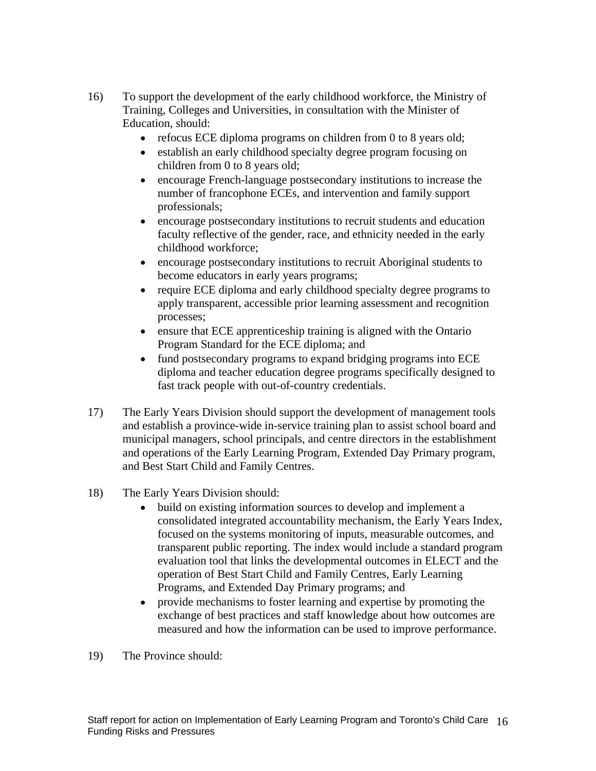16) To support the development of the early childhood workforce, the Ministry of Training, Colleges and Universities, in consultation with the Minister of Education, should:
    - refocus ECE diploma programs on children from 0 to 8 years old;
    - establish an early childhood specialty degree program focusing on children from 0 to 8 years old;
    - encourage French-language postsecondary institutions to increase the number of francophone ECEs, and intervention and family support professionals;
    - encourage postsecondary institutions to recruit students and education faculty reflective of the gender, race, and ethnicity needed in the early childhood workforce;
    - encourage postsecondary institutions to recruit Aboriginal students to become educators in early years programs;
    - require ECE diploma and early childhood specialty degree programs to apply transparent, accessible prior learning assessment and recognition processes;
    - ensure that ECE apprenticeship training is aligned with the Ontario Program Standard for the ECE diploma; and
    - fund postsecondary programs to expand bridging programs into ECE diploma and teacher education degree programs specifically designed to fast track people with out-of-country credentials.

17) The Early Years Division should support the development of management tools and establish a province-wide in-service training plan to assist school board and municipal managers, school principals, and centre directors in the establishment and operations of the Early Learning Program, Extended Day Primary program, and Best Start Child and Family Centres.

18) The Early Years Division should:
    - build on existing information sources to develop and implement a consolidated integrated accountability mechanism, the Early Years Index, focused on the systems monitoring of inputs, measurable outcomes, and transparent public reporting. The index would include a standard program evaluation tool that links the developmental outcomes in ELECT and the operation of Best Start Child and Family Centres, Early Learning Programs, and Extended Day Primary programs; and
    - provide mechanisms to foster learning and expertise by promoting the exchange of best practices and staff knowledge about how outcomes are measured and how the information can be used to improve performance.

19) The Province should: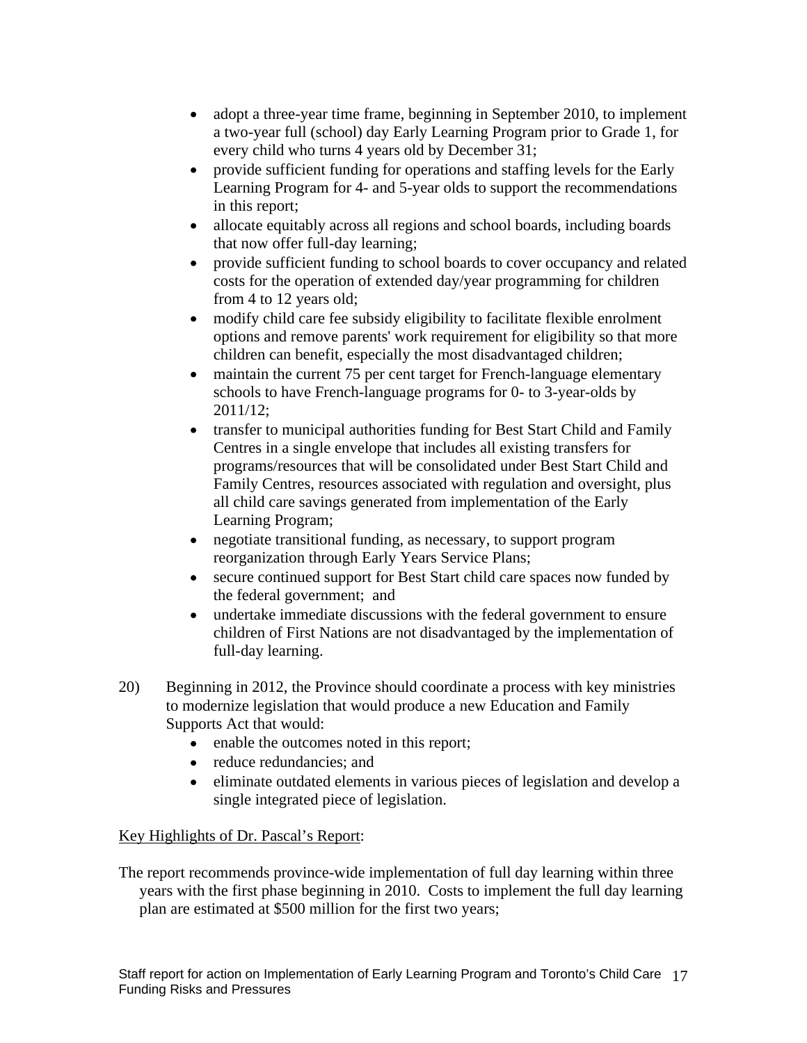- adopt a three-year time frame, beginning in September 2010, to implement a two-year full (school) day Early Learning Program prior to Grade 1, for every child who turns 4 years old by December 31;
- provide sufficient funding for operations and staffing levels for the Early Learning Program for 4- and 5-year olds to support the recommendations in this report;
- allocate equitably across all regions and school boards, including boards that now offer full-day learning;
- provide sufficient funding to school boards to cover occupancy and related costs for the operation of extended day/year programming for children from 4 to 12 years old;
- modify child care fee subsidy eligibility to facilitate flexible enrolment options and remove parents' work requirement for eligibility so that more children can benefit, especially the most disadvantaged children;
- maintain the current 75 per cent target for French-language elementary schools to have French-language programs for 0- to 3-year-olds by 2011/12;
- transfer to municipal authorities funding for Best Start Child and Family Centres in a single envelope that includes all existing transfers for programs/resources that will be consolidated under Best Start Child and Family Centres, resources associated with regulation and oversight, plus all child care savings generated from implementation of the Early Learning Program;
- negotiate transitional funding, as necessary, to support program reorganization through Early Years Service Plans;
- secure continued support for Best Start child care spaces now funded by the federal government; and
- undertake immediate discussions with the federal government to ensure children of First Nations are not disadvantaged by the implementation of full-day learning.

20) Beginning in 2012, the Province should coordinate a process with key ministries to modernize legislation that would produce a new Education and Family Supports Act that would:
   - enable the outcomes noted in this report;
   - reduce redundancies; and
   - eliminate outdated elements in various pieces of legislation and develop a single integrated piece of legislation.

Key Highlights of Dr. Pascal's Report:

The report recommends province-wide implementation of full day learning within three years with the first phase beginning in 2010. Costs to implement the full day learning plan are estimated at $500 million for the first two years;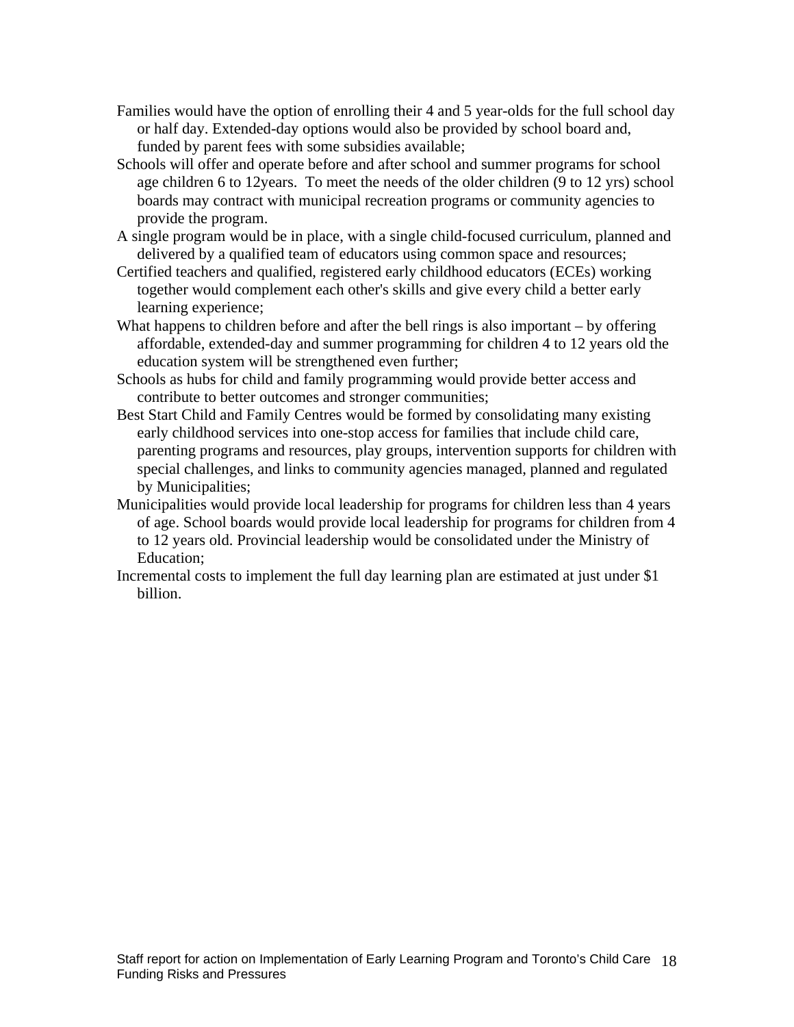- Families would have the option of enrolling their 4 and 5 year-olds for the full school day or half day. Extended-day options would also be provided by school board and, funded by parent fees with some subsidies available;
- Schools will offer and operate before and after school and summer programs for school age children 6 to 12years.  To meet the needs of the older children (9 to 12 yrs) school boards may contract with municipal recreation programs or community agencies to provide the program.
- A single program would be in place, with a single child-focused curriculum, planned and delivered by a qualified team of educators using common space and resources;
- Certified teachers and qualified, registered early childhood educators (ECEs) working together would complement each other's skills and give every child a better early learning experience;
- What happens to children before and after the bell rings is also important – by offering affordable, extended-day and summer programming for children 4 to 12 years old the education system will be strengthened even further;
- Schools as hubs for child and family programming would provide better access and contribute to better outcomes and stronger communities;
- Best Start Child and Family Centres would be formed by consolidating many existing early childhood services into one-stop access for families that include child care, parenting programs and resources, play groups, intervention supports for children with special challenges, and links to community agencies managed, planned and regulated by Municipalities;
- Municipalities would provide local leadership for programs for children less than 4 years of age. School boards would provide local leadership for programs for children from 4 to 12 years old. Provincial leadership would be consolidated under the Ministry of Education;
- Incremental costs to implement the full day learning plan are estimated at just under $1 billion.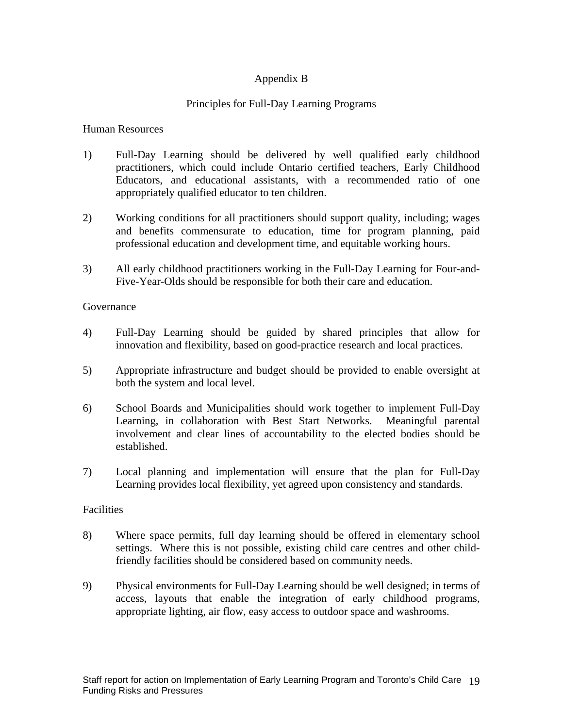# Appendix B

## Principles for Full-Day Learning Programs

### Human Resources

1) Full-Day Learning should be delivered by well qualified early childhood practitioners, which could include Ontario certified teachers, Early Childhood Educators, and educational assistants, with a recommended ratio of one appropriately qualified educator to ten children.

2) Working conditions for all practitioners should support quality, including; wages and benefits commensurate to education, time for program planning, paid professional education and development time, and equitable working hours.

3) All early childhood practitioners working in the Full-Day Learning for Four-and-Five-Year-Olds should be responsible for both their care and education.

### Governance

4) Full-Day Learning should be guided by shared principles that allow for innovation and flexibility, based on good-practice research and local practices.

5) Appropriate infrastructure and budget should be provided to enable oversight at both the system and local level.

6) School Boards and Municipalities should work together to implement Full-Day Learning, in collaboration with Best Start Networks. Meaningful parental involvement and clear lines of accountability to the elected bodies should be established.

7) Local planning and implementation will ensure that the plan for Full-Day Learning provides local flexibility, yet agreed upon consistency and standards.

### Facilities

8) Where space permits, full day learning should be offered in elementary school settings. Where this is not possible, existing child care centres and other child-friendly facilities should be considered based on community needs.

9) Physical environments for Full-Day Learning should be well designed; in terms of access, layouts that enable the integration of early childhood programs, appropriate lighting, air flow, easy access to outdoor space and washrooms.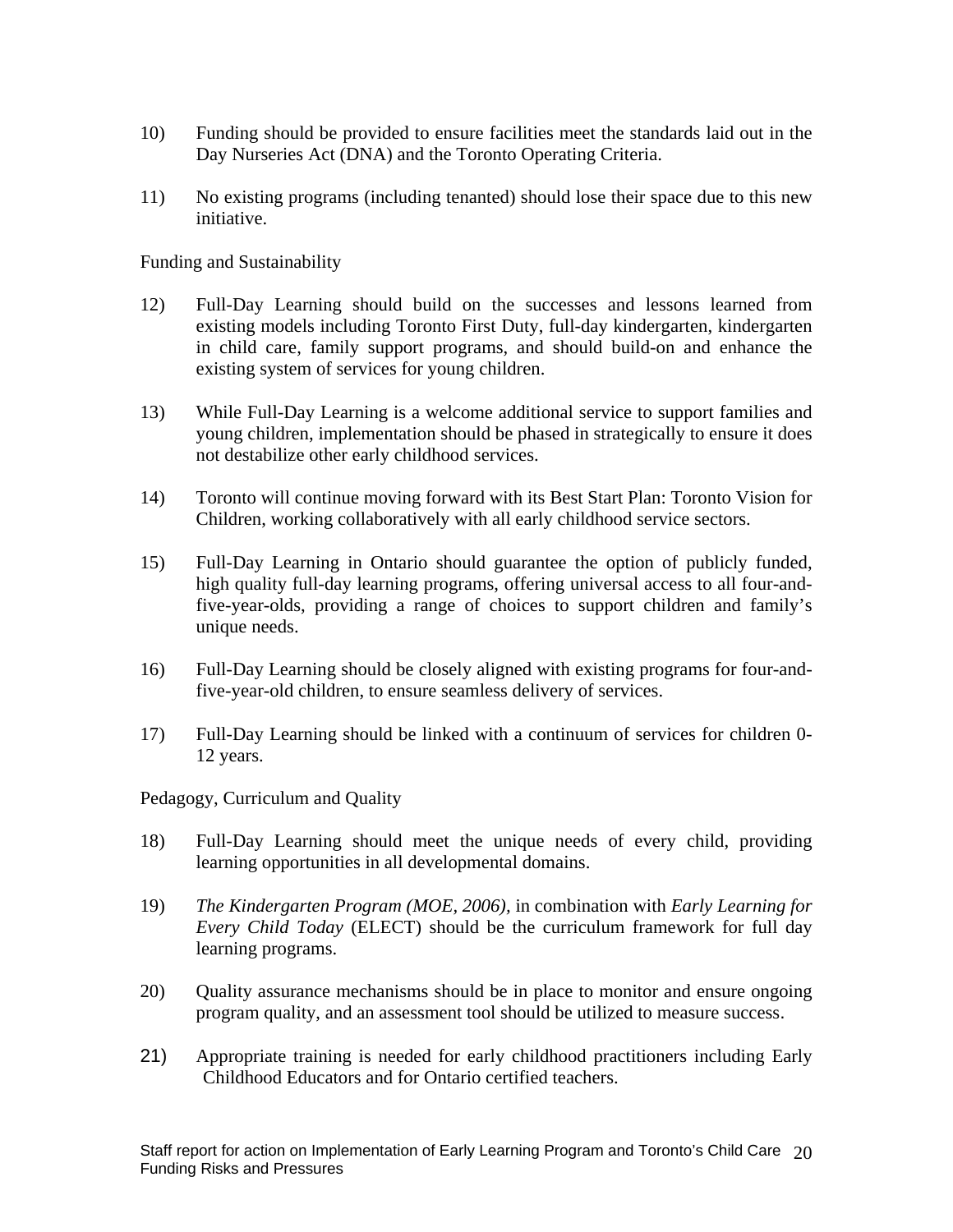10) Funding should be provided to ensure facilities meet the standards laid out in the Day Nurseries Act (DNA) and the Toronto Operating Criteria.

11) No existing programs (including tenanted) should lose their space due to this new initiative.

Funding and Sustainability

12) Full-Day Learning should build on the successes and lessons learned from existing models including Toronto First Duty, full-day kindergarten, kindergarten in child care, family support programs, and should build-on and enhance the existing system of services for young children.

13) While Full-Day Learning is a welcome additional service to support families and young children, implementation should be phased in strategically to ensure it does not destabilize other early childhood services.

14) Toronto will continue moving forward with its Best Start Plan: Toronto Vision for Children, working collaboratively with all early childhood service sectors.

15) Full-Day Learning in Ontario should guarantee the option of publicly funded, high quality full-day learning programs, offering universal access to all four-and-five-year-olds, providing a range of choices to support children and family's unique needs.

16) Full-Day Learning should be closely aligned with existing programs for four-and-five-year-old children, to ensure seamless delivery of services.

17) Full-Day Learning should be linked with a continuum of services for children 0-12 years.

Pedagogy, Curriculum and Quality

18) Full-Day Learning should meet the unique needs of every child, providing learning opportunities in all developmental domains.

19) *The Kindergarten Program (MOE, 2006)*, in combination with *Early Learning for Every Child Today* (ELECT) should be the curriculum framework for full day learning programs.

20) Quality assurance mechanisms should be in place to monitor and ensure ongoing program quality, and an assessment tool should be utilized to measure success.

21) Appropriate training is needed for early childhood practitioners including Early Childhood Educators and for Ontario certified teachers.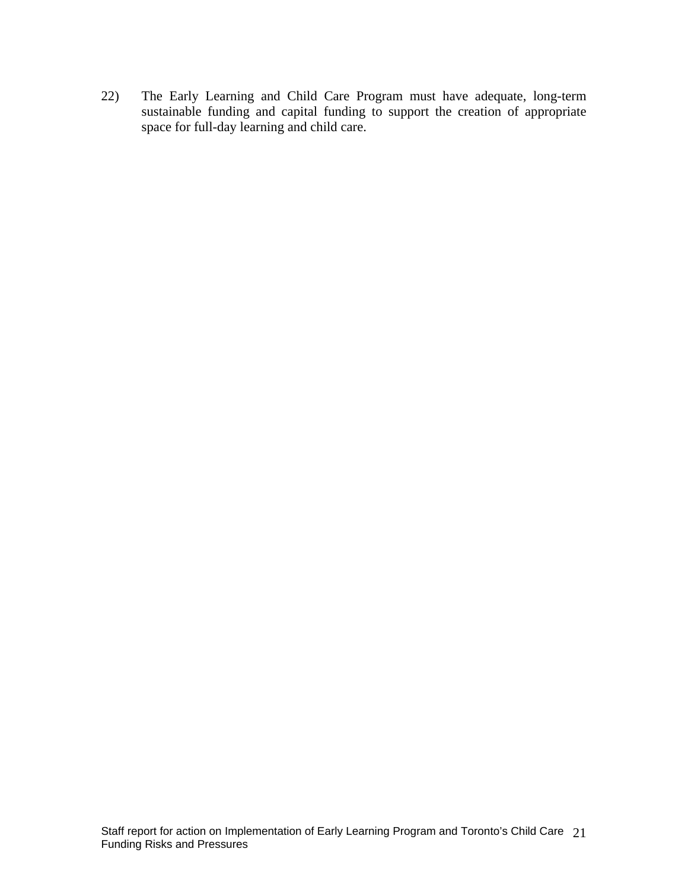22) The Early Learning and Child Care Program must have adequate, long-term sustainable funding and capital funding to support the creation of appropriate space for full-day learning and child care.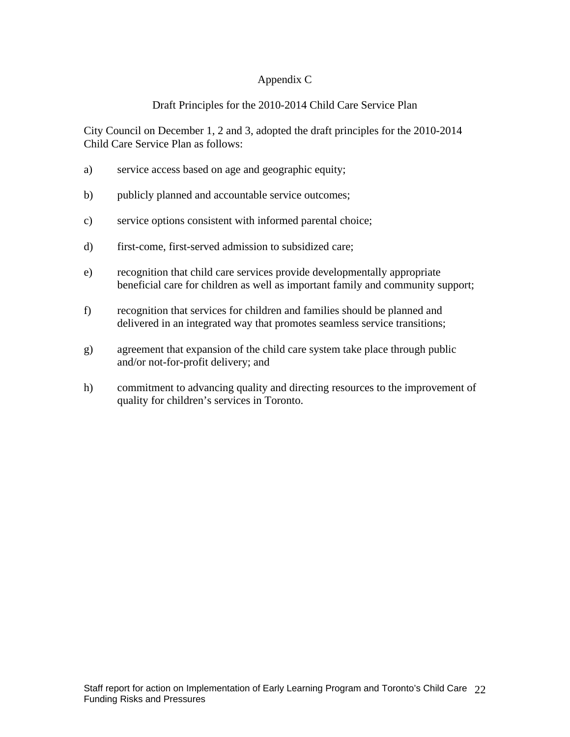# Appendix C

## Draft Principles for the 2010-2014 Child Care Service Plan

City Council on December 1, 2 and 3, adopted the draft principles for the 2010-2014 Child Care Service Plan as follows:

a) service access based on age and geographic equity;

b) publicly planned and accountable service outcomes;

c) service options consistent with informed parental choice;

d) first-come, first-served admission to subsidized care;

e) recognition that child care services provide developmentally appropriate beneficial care for children as well as important family and community support;

f) recognition that services for children and families should be planned and delivered in an integrated way that promotes seamless service transitions;

g) agreement that expansion of the child care system take place through public and/or not-for-profit delivery; and

h) commitment to advancing quality and directing resources to the improvement of quality for children's services in Toronto.